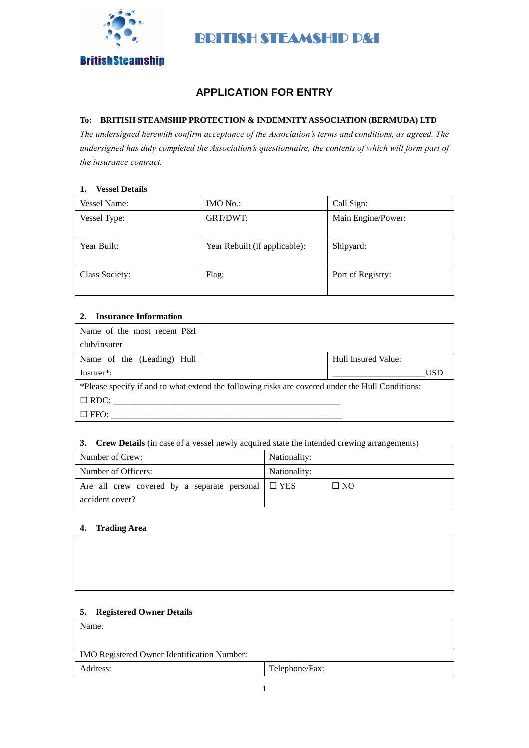BritishSteamship

# BRITISH STEAMSHIP P&I

## APPLICATION FOR ENTRY

**To: BRITISH STEAMSHIP PROTECTION & INDEMNITY ASSOCIATION (BERMUDA) LTD**

*The undersigned herewith confirm acceptance of the Association's terms and conditions, as agreed. The undersigned has duly completed the Association's questionnaire, the contents of which will form part of the insurance contract.*

### 1. Vessel Details

| Vessel Name: | IMO No.: | Call Sign: |
|---|---|---|
| Vessel Type: | GRT/DWT: | Main Engine/Power: |
| Year Built: | Year Rebuilt (if applicable): | Shipyard: |
| Class Society: | Flag: | Port of Registry: |

### 2. Insurance Information

| | | |
|---|---|---|
| Name of the most recent P&I club/insurer | | |
| Name of the (Leading) Hull Insurer*: | | Hull Insured Value: ____________________USD |
| *Please specify if and to what extend the following risks are covered under the Hull Conditions:<br>☐ RDC: ____________________________________________________<br>☐ FFO: ____________________________________________________ | | |

### 3. Crew Details (in case of a vessel newly acquired state the intended crewing arrangements)

| | |
|---|---|
| Number of Crew: | Nationality: |
| Number of Officers: | Nationality: |
| Are all crew covered by a separate personal accident cover? | ☐ YES ☐ NO |

### 4. Trading Area

| |
|---|
| |

### 5. Registered Owner Details

| | |
|---|---|
| Name: | |
| IMO Registered Owner Identification Number: | |
| Address: | Telephone/Fax: |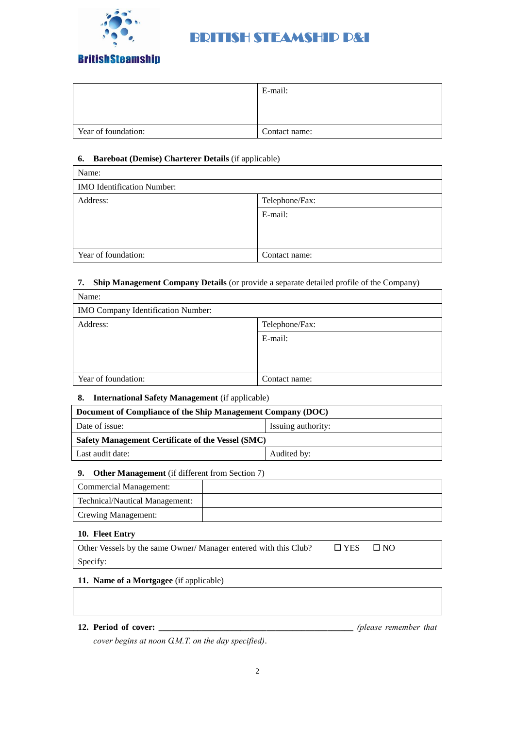| | E-mail: |
|---|---|
| Year of foundation: | Contact name: |

**6. Bareboat (Demise) Charterer Details** (if applicable)

| Name: | |
|---|---|
| IMO Identification Number: | |
| Address: | Telephone/Fax: |
| | E-mail: |
| Year of foundation: | Contact name: |

**7. Ship Management Company Details** (or provide a separate detailed profile of the Company)

| Name: | |
|---|---|
| IMO Company Identification Number: | |
| Address: | Telephone/Fax: |
| | E-mail: |
| Year of foundation: | Contact name: |

**8. International Safety Management** (if applicable)

| **Document of Compliance of the Ship Management Company (DOC)** | |
|---|---|
| Date of issue: | Issuing authority: |
| **Safety Management Certificate of the Vessel (SMC)** | |
| Last audit date: | Audited by: |

**9. Other Management** (if different from Section 7)

| Commercial Management: | |
|---|---|
| Technical/Nautical Management: | |
| Crewing Management: | |

**10. Fleet Entry**

| Other Vessels by the same Owner/ Manager entered with this Club? | ☐ YES ☐ NO |
|---|---|
| Specify: | |

**11. Name of a Mortgagee** (if applicable)

| |
|---|
| |

**12. Period of cover:** ________________________________________ *(please remember that cover begins at noon G.M.T. on the day specified)*.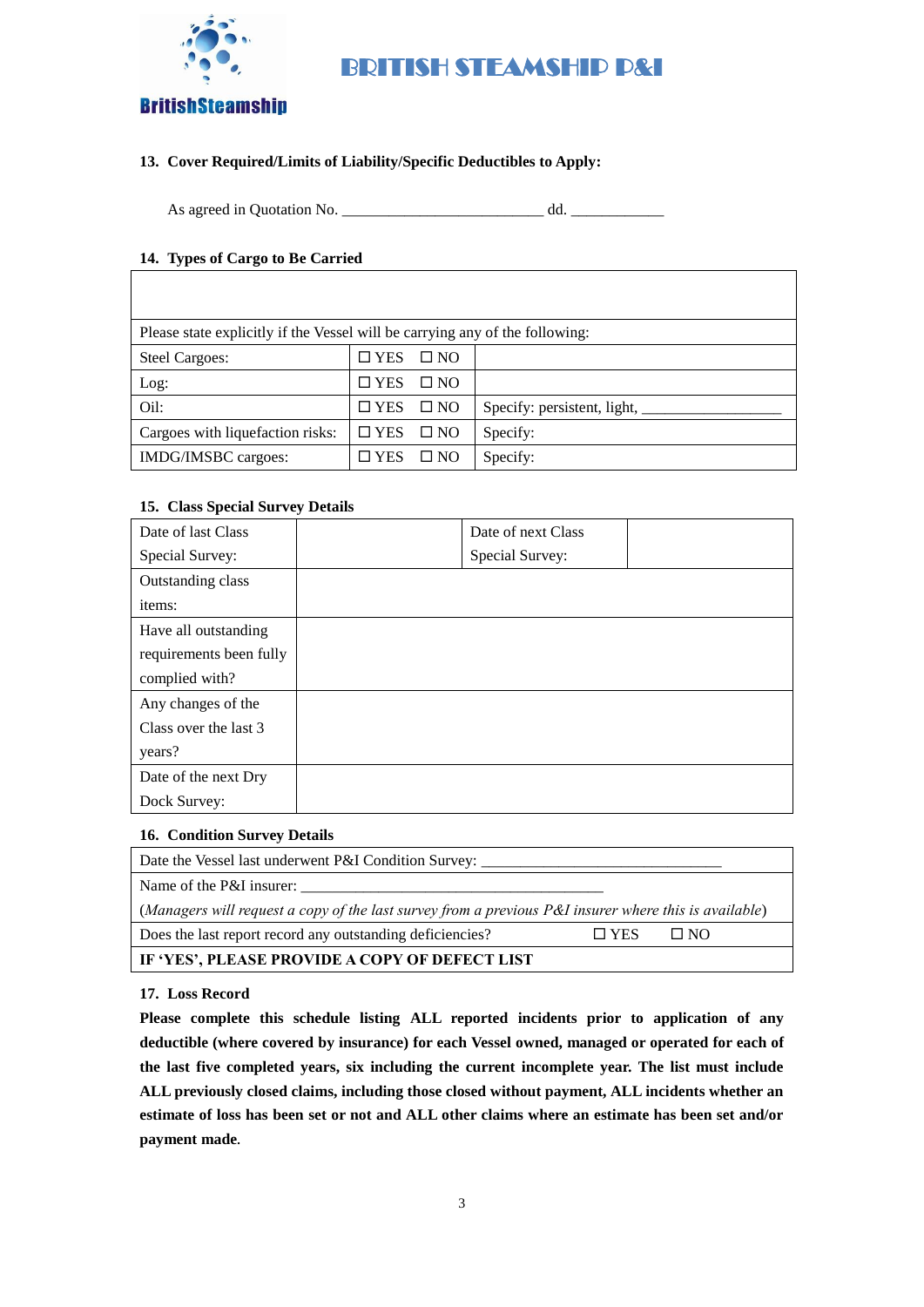**13. Cover Required/Limits of Liability/Specific Deductibles to Apply:**

As agreed in Quotation No. __________________________ dd. ____________

**14. Types of Cargo to Be Carried**

| | | |
|---|---|---|
| | | |
| Please state explicitly if the Vessel will be carrying any of the following: | | |
| Steel Cargoes: | ☐ YES ☐ NO | |
| Log: | ☐ YES ☐ NO | |
| Oil: | ☐ YES ☐ NO | Specify: persistent, light, _________________ |
| Cargoes with liquefaction risks: | ☐ YES ☐ NO | Specify: |
| IMDG/IMSBC cargoes: | ☐ YES ☐ NO | Specify: |

**15. Class Special Survey Details**

| | | | |
|---|---|---|---|
| Date of last Class Special Survey: | | Date of next Class Special Survey: | |
| Outstanding class items: | | | |
| Have all outstanding requirements been fully complied with? | | | |
| Any changes of the Class over the last 3 years? | | | |
| Date of the next Dry Dock Survey: | | | |

**16. Condition Survey Details**

| | |
|---|---|
| Date the Vessel last underwent P&I Condition Survey: _______________________________ | |
| Name of the P&I insurer: _______________________________________ | |
| (*Managers will request a copy of the last survey from a previous P&I insurer where this is available*) | |
| Does the last report record any outstanding deficiencies? | ☐ YES ☐ NO |
| **IF 'YES', PLEASE PROVIDE A COPY OF DEFECT LIST** | |

**17. Loss Record**

**Please complete this schedule listing ALL reported incidents prior to application of any deductible (where covered by insurance) for each Vessel owned, managed or operated for each of the last five completed years, six including the current incomplete year. The list must include ALL previously closed claims, including those closed without payment, ALL incidents whether an estimate of loss has been set or not and ALL other claims where an estimate has been set and/or payment made**.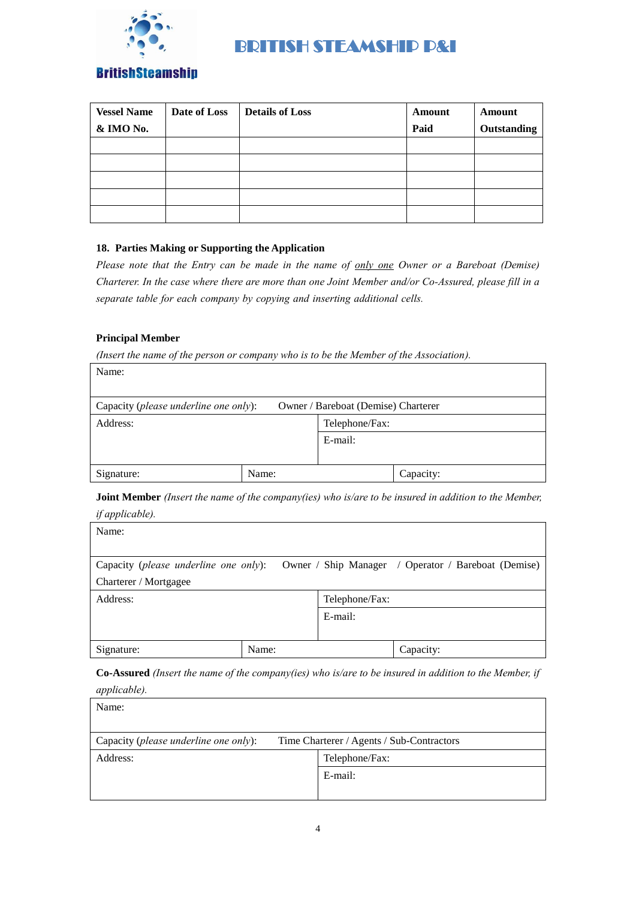| Vessel Name & IMO No. | Date of Loss | Details of Loss | Amount Paid | Amount Outstanding |
|---|---|---|---|---|
| | | | | |
| | | | | |
| | | | | |
| | | | | |
| | | | | |

**18. Parties Making or Supporting the Application**

*Please note that the Entry can be made in the name of only one Owner or a Bareboat (Demise) Charterer. In the case where there are more than one Joint Member and/or Co-Assured, please fill in a separate table for each company by copying and inserting additional cells.*

**Principal Member**

*(Insert the name of the person or company who is to be the Member of the Association).*

| Name: | | |
|---|---|---|
| Capacity (*please underline one only*): Owner / Bareboat (Demise) Charterer | | |
| Address: | Telephone/Fax:<br>E-mail: | |
| Signature: | Name: | Capacity: |

**Joint Member** *(Insert the name of the company(ies) who is/are to be insured in addition to the Member, if applicable).*

| Name: | | |
|---|---|---|
| Capacity (*please underline one only*): Owner / Ship Manager / Operator / Bareboat (Demise) Charterer / Mortgagee | | |
| Address: | Telephone/Fax:<br>E-mail: | |
| Signature: | Name: | Capacity: |

**Co-Assured** *(Insert the name of the company(ies) who is/are to be insured in addition to the Member, if applicable).*

| Name: | |
|---|---|
| Capacity (*please underline one only*): Time Charterer / Agents / Sub-Contractors | |
| Address: | Telephone/Fax:<br>E-mail: |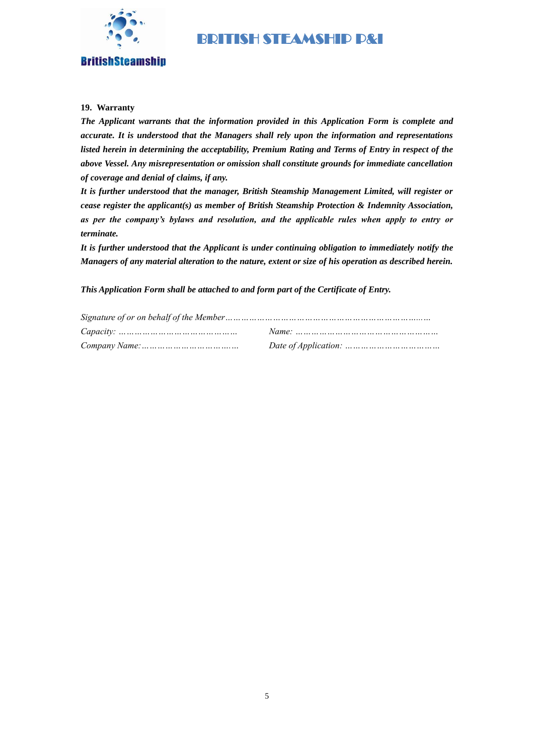**19. Warranty**

***The Applicant warrants that the information provided in this Application Form is complete and accurate. It is understood that the Managers shall rely upon the information and representations listed herein in determining the acceptability, Premium Rating and Terms of Entry in respect of the above Vessel. Any misrepresentation or omission shall constitute grounds for immediate cancellation of coverage and denial of claims, if any.***

***It is further understood that the manager, British Steamship Management Limited, will register or cease register the applicant(s) as member of British Steamship Protection & Indemnity Association, as per the company's bylaws and resolution, and the applicable rules when apply to entry or terminate.***

***It is further understood that the Applicant is under continuing obligation to immediately notify the Managers of any material alteration to the nature, extent or size of his operation as described herein.***

***This Application Form shall be attached to and form part of the Certificate of Entry.***

*Signature of or on behalf of the Member……………………………………………………………*

*Capacity: ……………………………………* *Name: …………………………………………*

*Company Name:……………………………* *Date of Application: ……………………………*